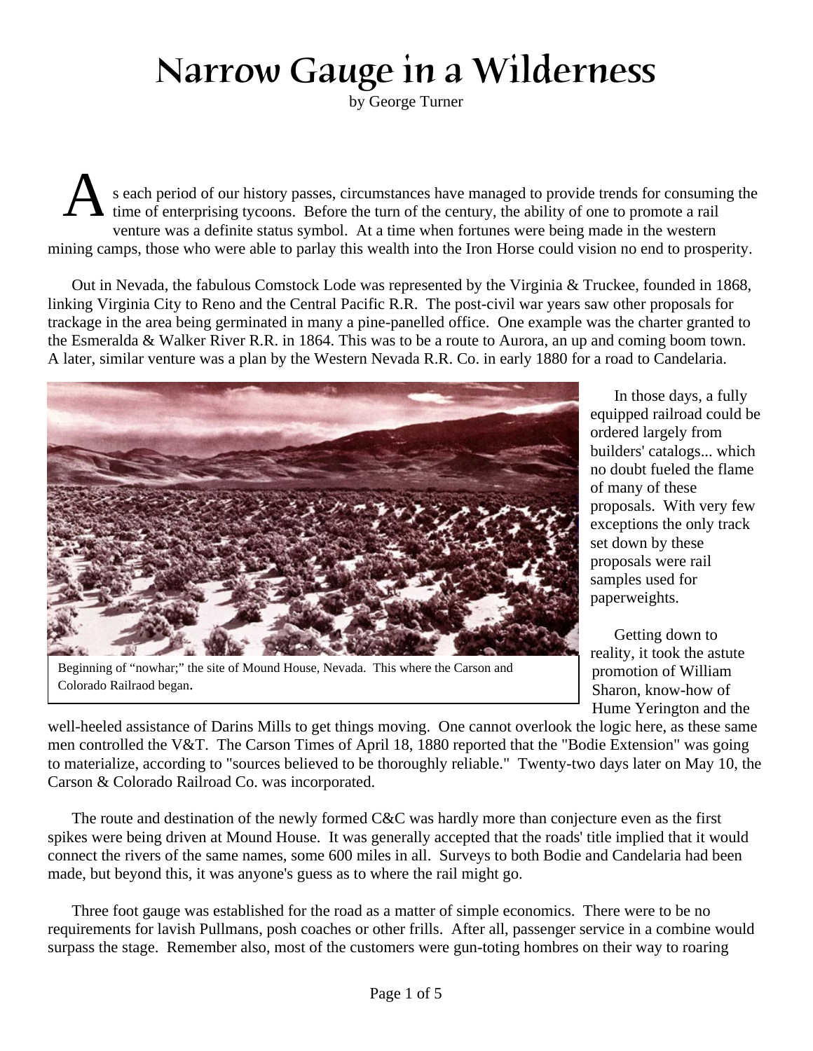# Narrow Gauge in a Wilderness

by George Turner

As each period of our history passes, circumstances have managed to provide trends for consuming the time of enterprising tycoons. Before the turn of the century, the ability of one to promote a rail venture was a definite status symbol. At a time when fortunes were being made in the western mining camps, those who were able to parlay this wealth into the Iron Horse could vision no end to prosperity.

Out in Nevada, the fabulous Comstock Lode was represented by the Virginia & Truckee, founded in 1868, linking Virginia City to Reno and the Central Pacific R.R. The post-civil war years saw other proposals for trackage in the area being germinated in many a pine-panelled office. One example was the charter granted to the Esmeralda & Walker River R.R. in 1864. This was to be a route to Aurora, an up and coming boom town. A later, similar venture was a plan by the Western Nevada R.R. Co. in early 1880 for a road to Candelaria.

Beginning of "nowhar;" the site of Mound House, Nevada. This where the Carson and Colorado Railraod began.

In those days, a fully equipped railroad could be ordered largely from builders' catalogs... which no doubt fueled the flame of many of these proposals. With very few exceptions the only track set down by these proposals were rail samples used for paperweights.

Getting down to reality, it took the astute promotion of William Sharon, know-how of Hume Yerington and the well-heeled assistance of Darins Mills to get things moving. One cannot overlook the logic here, as these same men controlled the V&T. The Carson Times of April 18, 1880 reported that the "Bodie Extension" was going to materialize, according to "sources believed to be thoroughly reliable." Twenty-two days later on May 10, the Carson & Colorado Railroad Co. was incorporated.

The route and destination of the newly formed C&C was hardly more than conjecture even as the first spikes were being driven at Mound House. It was generally accepted that the roads' title implied that it would connect the rivers of the same names, some 600 miles in all. Surveys to both Bodie and Candelaria had been made, but beyond this, it was anyone's guess as to where the rail might go.

Three foot gauge was established for the road as a matter of simple economics. There were to be no requirements for lavish Pullmans, posh coaches or other frills. After all, passenger service in a combine would surpass the stage. Remember also, most of the customers were gun-toting hombres on their way to roaring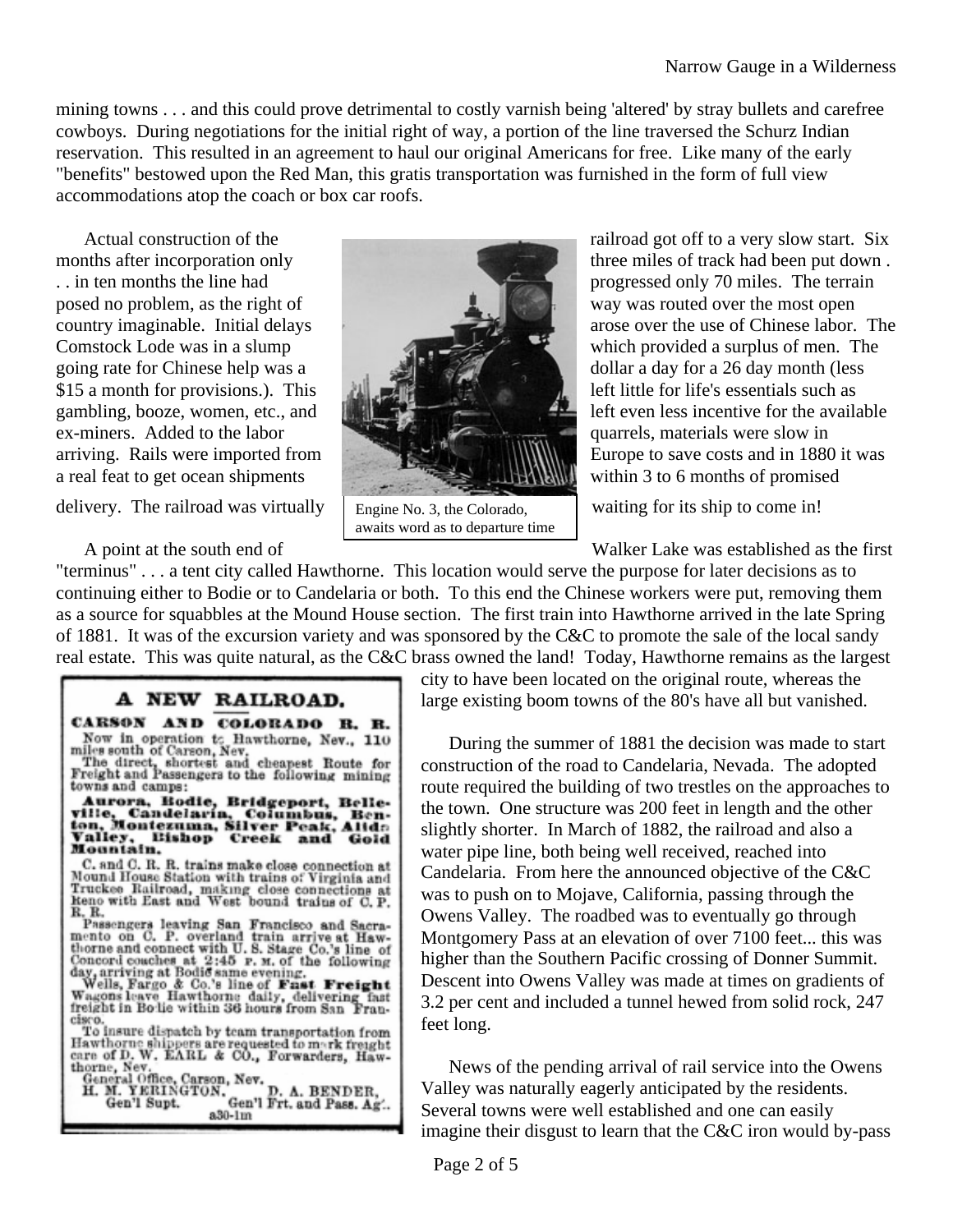mining towns . . . and this could prove detrimental to costly varnish being 'altered' by stray bullets and carefree cowboys. During negotiations for the initial right of way, a portion of the line traversed the Schurz Indian reservation. This resulted in an agreement to haul our original Americans for free. Like many of the early "benefits" bestowed upon the Red Man, this gratis transportation was furnished in the form of full view accommodations atop the coach or box car roofs.

Actual construction of the railroad got off to a very slow start. Six months after incorporation only three miles of track had been put down . . . in ten months the line had progressed only 70 miles. The terrain posed no problem, as the right of way was routed over the most open country imaginable. Initial delays arose over the use of Chinese labor. The Comstock Lode was in a slump which provided a surplus of men. The going rate for Chinese help was a dollar a day for a 26 day month (less $15 a month for provisions.). This left little for life's essentials such as gambling, booze, women, etc., and left even less incentive for the available ex-miners. Added to the labor quarrels, materials were slow in arriving. Rails were imported from Europe to save costs and in 1880 it was a real feat to get ocean shipments within 3 to 6 months of promised delivery. The railroad was virtually waiting for its ship to come in!

Engine No. 3, the Colorado, awaits word as to departure time

A point at the south end of Walker Lake was established as the first "terminus" . . . a tent city called Hawthorne. This location would serve the purpose for later decisions as to continuing either to Bodie or to Candelaria or both. To this end the Chinese workers were put, removing them as a source for squabbles at the Mound House section. The first train into Hawthorne arrived in the late Spring of 1881. It was of the excursion variety and was sponsored by the C&C to promote the sale of the local sandy real estate. This was quite natural, as the C&C brass owned the land! Today, Hawthorne remains as the largest city to have been located on the original route, whereas the large existing boom towns of the 80's have all but vanished.

**A NEW RAILROAD.**

**CARSON AND COLORADO R. R.**

Now in operation to Hawthorne, Nev., 110 miles south of Carson, Nev.

The direct, shortest and cheapest Route for Freight and Passengers to the following mining towns and camps:

**Aurora, Bodie, Bridgeport, Belleville, Candelaria, Columbus, Benton, Montezuma, Silver Peak, Alida Valley, Bishop Creek and Gold Mountain.**

C. and C. R. R. trains make close connection at Mound House Station with trains of Virginia and Truckee Railroad, making close connections at Reno with East and West bound trains of C. P. R. R.

Passengers leaving San Francisco and Sacramento on C. P. overland train arrive at Hawthorne and connect with U. S. Stage Co.'s line of Concord coaches at 2:45 P. M. of the following day, arriving at Bodie same evening.

Wells, Fargo & Co.'s line of **Fast Freight** Wagons leave Hawthorne daily, delivering fast freight in Bodie within 36 hours from San Francisco.

To insure dispatch by team transportation from Hawthorne shippers are requested to mark freight care of D. W. EARL & CO., Forwarders, Hawthorne, Nev.

General Office, Carson, Nev.
H. M. YERINGTON, Gen'l Supt. D. A. BENDER, Gen'l Frt. and Pass. Ag't.
a30-1m

During the summer of 1881 the decision was made to start construction of the road to Candelaria, Nevada. The adopted route required the building of two trestles on the approaches to the town. One structure was 200 feet in length and the other slightly shorter. In March of 1882, the railroad and also a water pipe line, both being well received, reached into Candelaria. From here the announced objective of the C&C was to push on to Mojave, California, passing through the Owens Valley. The roadbed was to eventually go through Montgomery Pass at an elevation of over 7100 feet... this was higher than the Southern Pacific crossing of Donner Summit. Descent into Owens Valley was made at times on gradients of 3.2 per cent and included a tunnel hewed from solid rock, 247 feet long.

News of the pending arrival of rail service into the Owens Valley was naturally eagerly anticipated by the residents. Several towns were well established and one can easily imagine their disgust to learn that the C&C iron would by-pass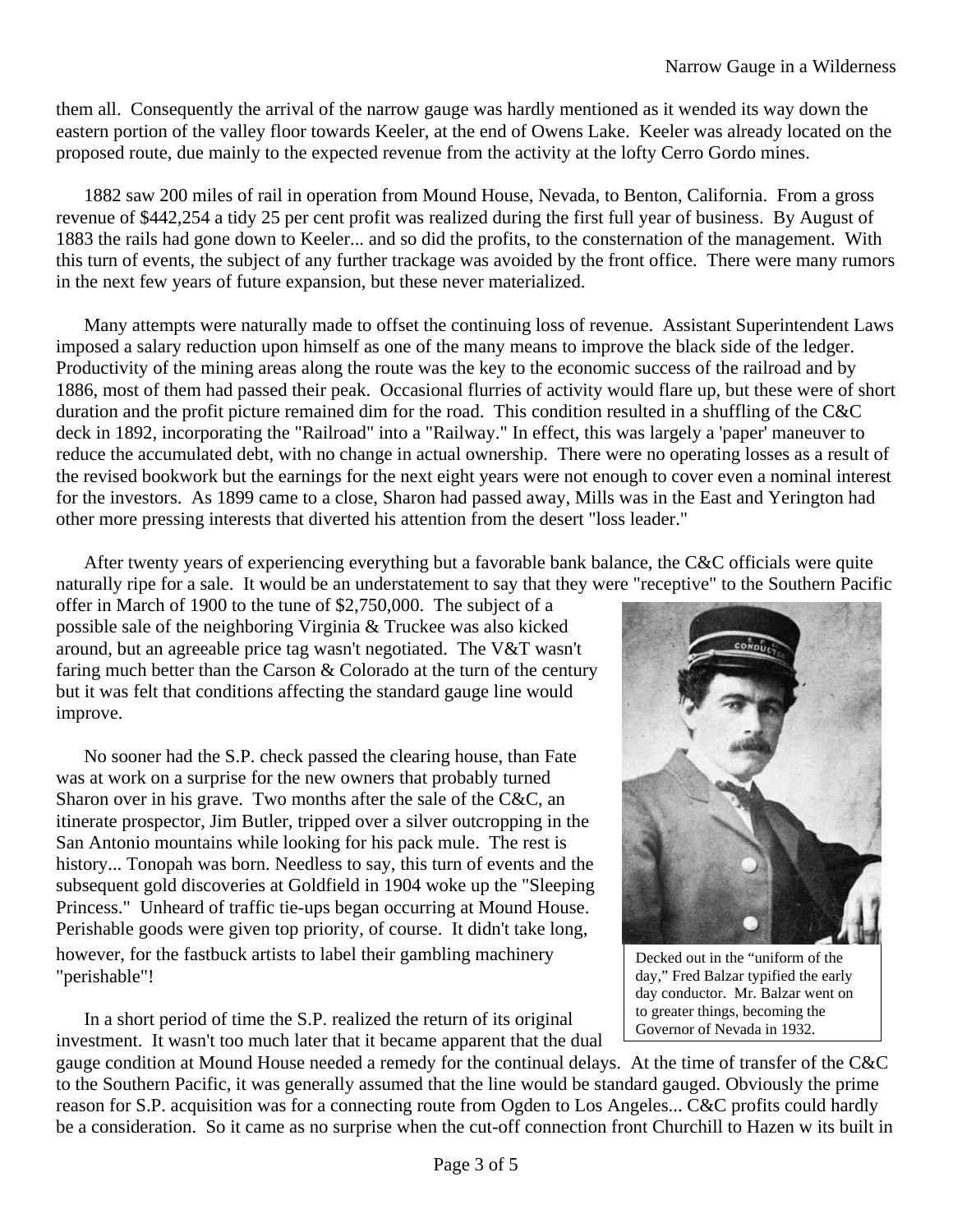them all. Consequently the arrival of the narrow gauge was hardly mentioned as it wended its way down the eastern portion of the valley floor towards Keeler, at the end of Owens Lake. Keeler was already located on the proposed route, due mainly to the expected revenue from the activity at the lofty Cerro Gordo mines.

1882 saw 200 miles of rail in operation from Mound House, Nevada, to Benton, California. From a gross revenue of $442,254 a tidy 25 per cent profit was realized during the first full year of business. By August of 1883 the rails had gone down to Keeler... and so did the profits, to the consternation of the management. With this turn of events, the subject of any further trackage was avoided by the front office. There were many rumors in the next few years of future expansion, but these never materialized.

Many attempts were naturally made to offset the continuing loss of revenue. Assistant Superintendent Laws imposed a salary reduction upon himself as one of the many means to improve the black side of the ledger. Productivity of the mining areas along the route was the key to the economic success of the railroad and by 1886, most of them had passed their peak. Occasional flurries of activity would flare up, but these were of short duration and the profit picture remained dim for the road. This condition resulted in a shuffling of the C&C deck in 1892, incorporating the "Railroad" into a "Railway." In effect, this was largely a 'paper' maneuver to reduce the accumulated debt, with no change in actual ownership. There were no operating losses as a result of the revised bookwork but the earnings for the next eight years were not enough to cover even a nominal interest for the investors. As 1899 came to a close, Sharon had passed away, Mills was in the East and Yerington had other more pressing interests that diverted his attention from the desert "loss leader."

After twenty years of experiencing everything but a favorable bank balance, the C&C officials were quite naturally ripe for a sale. It would be an understatement to say that they were "receptive" to the Southern Pacific offer in March of 1900 to the tune of $2,750,000. The subject of a possible sale of the neighboring Virginia & Truckee was also kicked around, but an agreeable price tag wasn't negotiated. The V&T wasn't faring much better than the Carson & Colorado at the turn of the century but it was felt that conditions affecting the standard gauge line would improve.

No sooner had the S.P. check passed the clearing house, than Fate was at work on a surprise for the new owners that probably turned Sharon over in his grave. Two months after the sale of the C&C, an itinerate prospector, Jim Butler, tripped over a silver outcropping in the San Antonio mountains while looking for his pack mule. The rest is history... Tonopah was born. Needless to say, this turn of events and the subsequent gold discoveries at Goldfield in 1904 woke up the "Sleeping Princess." Unheard of traffic tie-ups began occurring at Mound House. Perishable goods were given top priority, of course. It didn't take long, however, for the fastbuck artists to label their gambling machinery "perishable"!

Decked out in the "uniform of the day," Fred Balzar typified the early day conductor. Mr. Balzar went on to greater things, becoming the Governor of Nevada in 1932.

In a short period of time the S.P. realized the return of its original investment. It wasn't too much later that it became apparent that the dual gauge condition at Mound House needed a remedy for the continual delays. At the time of transfer of the C&C to the Southern Pacific, it was generally assumed that the line would be standard gauged. Obviously the prime reason for S.P. acquisition was for a connecting route from Ogden to Los Angeles... C&C profits could hardly be a consideration. So it came as no surprise when the cut-off connection front Churchill to Hazen w its built in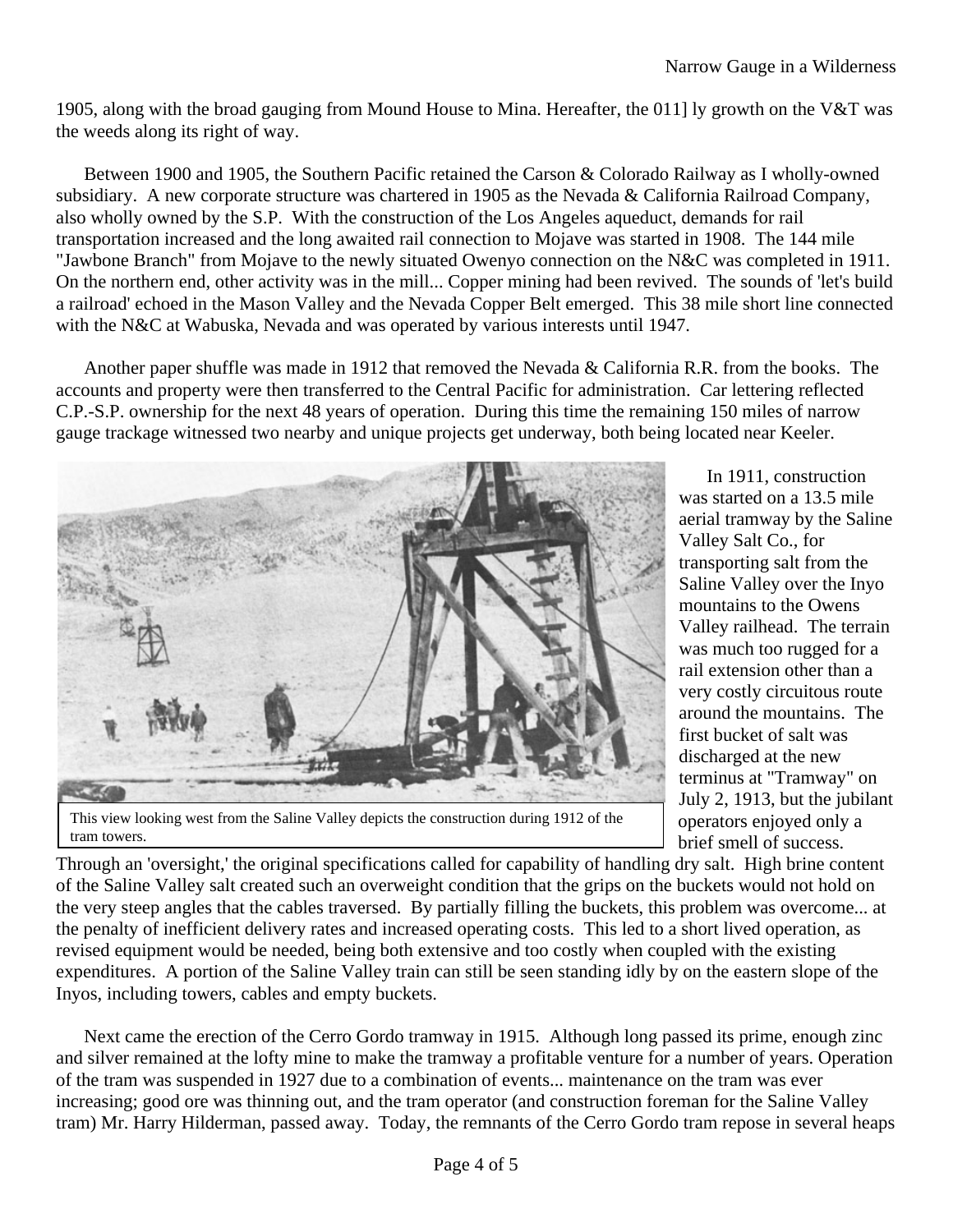1905, along with the broad gauging from Mound House to Mina. Hereafter, the 011] ly growth on the V&T was the weeds along its right of way.

Between 1900 and 1905, the Southern Pacific retained the Carson & Colorado Railway as I wholly-owned subsidiary. A new corporate structure was chartered in 1905 as the Nevada & California Railroad Company, also wholly owned by the S.P. With the construction of the Los Angeles aqueduct, demands for rail transportation increased and the long awaited rail connection to Mojave was started in 1908. The 144 mile "Jawbone Branch" from Mojave to the newly situated Owenyo connection on the N&C was completed in 1911. On the northern end, other activity was in the mill... Copper mining had been revived. The sounds of 'let's build a railroad' echoed in the Mason Valley and the Nevada Copper Belt emerged. This 38 mile short line connected with the N&C at Wabuska, Nevada and was operated by various interests until 1947.

Another paper shuffle was made in 1912 that removed the Nevada & California R.R. from the books. The accounts and property were then transferred to the Central Pacific for administration. Car lettering reflected C.P.-S.P. ownership for the next 48 years of operation. During this time the remaining 150 miles of narrow gauge trackage witnessed two nearby and unique projects get underway, both being located near Keeler.

This view looking west from the Saline Valley depicts the construction during 1912 of the tram towers.

In 1911, construction was started on a 13.5 mile aerial tramway by the Saline Valley Salt Co., for transporting salt from the Saline Valley over the Inyo mountains to the Owens Valley railhead. The terrain was much too rugged for a rail extension other than a very costly circuitous route around the mountains. The first bucket of salt was discharged at the new terminus at "Tramway" on July 2, 1913, but the jubilant operators enjoyed only a brief smell of success. Through an 'oversight,' the original specifications called for capability of handling dry salt. High brine content of the Saline Valley salt created such an overweight condition that the grips on the buckets would not hold on the very steep angles that the cables traversed. By partially filling the buckets, this problem was overcome... at the penalty of inefficient delivery rates and increased operating costs. This led to a short lived operation, as revised equipment would be needed, being both extensive and too costly when coupled with the existing expenditures. A portion of the Saline Valley train can still be seen standing idly by on the eastern slope of the Inyos, including towers, cables and empty buckets.

Next came the erection of the Cerro Gordo tramway in 1915. Although long passed its prime, enough zinc and silver remained at the lofty mine to make the tramway a profitable venture for a number of years. Operation of the tram was suspended in 1927 due to a combination of events... maintenance on the tram was ever increasing; good ore was thinning out, and the tram operator (and construction foreman for the Saline Valley tram) Mr. Harry Hilderman, passed away. Today, the remnants of the Cerro Gordo tram repose in several heaps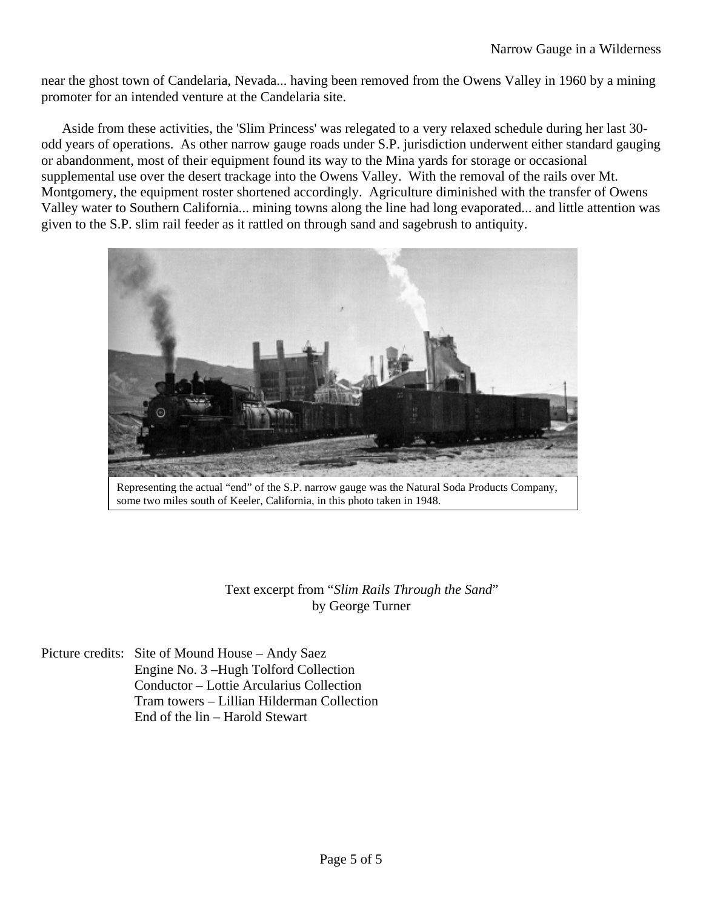near the ghost town of Candelaria, Nevada... having been removed from the Owens Valley in 1960 by a mining promoter for an intended venture at the Candelaria site.

Aside from these activities, the 'Slim Princess' was relegated to a very relaxed schedule during her last 30-odd years of operations. As other narrow gauge roads under S.P. jurisdiction underwent either standard gauging or abandonment, most of their equipment found its way to the Mina yards for storage or occasional supplemental use over the desert trackage into the Owens Valley. With the removal of the rails over Mt. Montgomery, the equipment roster shortened accordingly. Agriculture diminished with the transfer of Owens Valley water to Southern California... mining towns along the line had long evaporated... and little attention was given to the S.P. slim rail feeder as it rattled on through sand and sagebrush to antiquity.

Representing the actual "end" of the S.P. narrow gauge was the Natural Soda Products Company, some two miles south of Keeler, California, in this photo taken in 1948.

Text excerpt from "*Slim Rails Through the Sand*"
by George Turner

Picture credits: Site of Mound House – Andy Saez
Engine No. 3 –Hugh Tolford Collection
Conductor – Lottie Arcularius Collection
Tram towers – Lillian Hilderman Collection
End of the lin – Harold Stewart